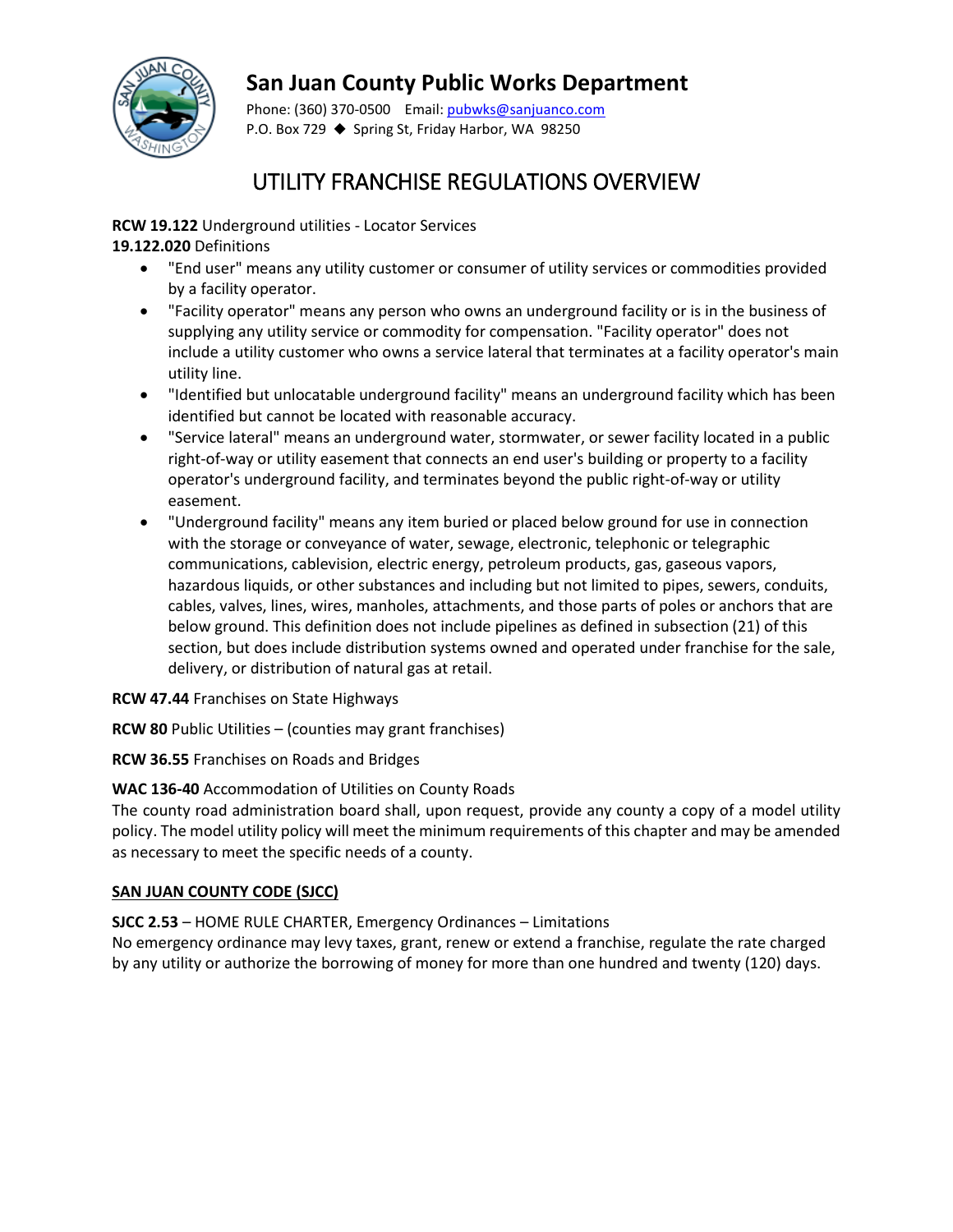# San Juan County Public Works Department

Phone: (360) 370-0500 Email: pubwks@sanjuanco.com
P.O. Box 729 ◆ Spring St, Friday Harbor, WA 98250

## UTILITY FRANCHISE REGULATIONS OVERVIEW

**RCW 19.122** Underground utilities - Locator Services
**19.122.020** Definitions

- "End user" means any utility customer or consumer of utility services or commodities provided by a facility operator.
- "Facility operator" means any person who owns an underground facility or is in the business of supplying any utility service or commodity for compensation. "Facility operator" does not include a utility customer who owns a service lateral that terminates at a facility operator's main utility line.
- "Identified but unlocatable underground facility" means an underground facility which has been identified but cannot be located with reasonable accuracy.
- "Service lateral" means an underground water, stormwater, or sewer facility located in a public right-of-way or utility easement that connects an end user's building or property to a facility operator's underground facility, and terminates beyond the public right-of-way or utility easement.
- "Underground facility" means any item buried or placed below ground for use in connection with the storage or conveyance of water, sewage, electronic, telephonic or telegraphic communications, cablevision, electric energy, petroleum products, gas, gaseous vapors, hazardous liquids, or other substances and including but not limited to pipes, sewers, conduits, cables, valves, lines, wires, manholes, attachments, and those parts of poles or anchors that are below ground. This definition does not include pipelines as defined in subsection (21) of this section, but does include distribution systems owned and operated under franchise for the sale, delivery, or distribution of natural gas at retail.

**RCW 47.44** Franchises on State Highways

**RCW 80** Public Utilities – (counties may grant franchises)

**RCW 36.55** Franchises on Roads and Bridges

**WAC 136-40** Accommodation of Utilities on County Roads
The county road administration board shall, upon request, provide any county a copy of a model utility policy. The model utility policy will meet the minimum requirements of this chapter and may be amended as necessary to meet the specific needs of a county.

**SAN JUAN COUNTY CODE (SJCC)**

**SJCC 2.53** – HOME RULE CHARTER, Emergency Ordinances – Limitations
No emergency ordinance may levy taxes, grant, renew or extend a franchise, regulate the rate charged by any utility or authorize the borrowing of money for more than one hundred and twenty (120) days.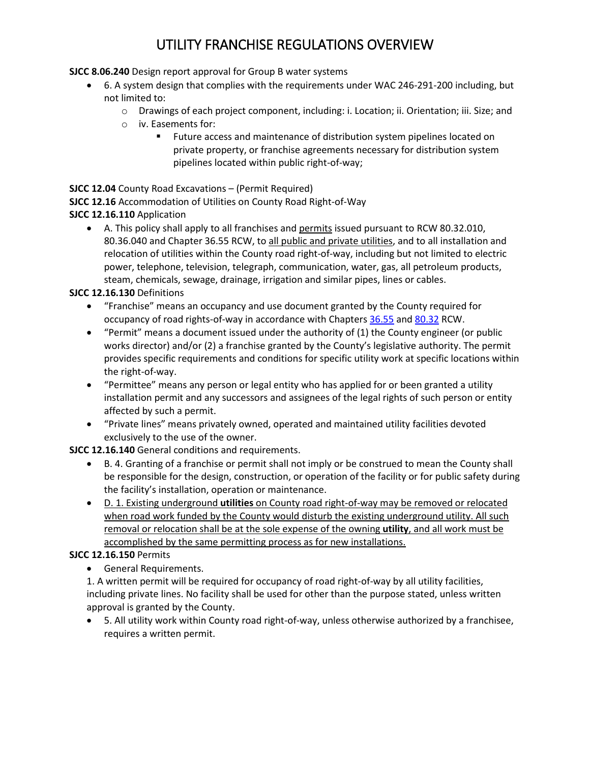# UTILITY FRANCHISE REGULATIONS OVERVIEW

**SJCC 8.06.240** Design report approval for Group B water systems

- 6. A system design that complies with the requirements under WAC 246-291-200 including, but not limited to:
  - Drawings of each project component, including: i. Location; ii. Orientation; iii. Size; and
  - iv. Easements for:
    - Future access and maintenance of distribution system pipelines located on private property, or franchise agreements necessary for distribution system pipelines located within public right-of-way;

**SJCC 12.04** County Road Excavations – (Permit Required)

**SJCC 12.16** Accommodation of Utilities on County Road Right-of-Way

**SJCC 12.16.110** Application

- A. This policy shall apply to all franchises and permits issued pursuant to RCW 80.32.010, 80.36.040 and Chapter 36.55 RCW, to all public and private utilities, and to all installation and relocation of utilities within the County road right-of-way, including but not limited to electric power, telephone, television, telegraph, communication, water, gas, all petroleum products, steam, chemicals, sewage, drainage, irrigation and similar pipes, lines or cables.

**SJCC 12.16.130** Definitions

- "Franchise" means an occupancy and use document granted by the County required for occupancy of road rights-of-way in accordance with Chapters 36.55 and 80.32 RCW.
- "Permit" means a document issued under the authority of (1) the County engineer (or public works director) and/or (2) a franchise granted by the County's legislative authority. The permit provides specific requirements and conditions for specific utility work at specific locations within the right-of-way.
- "Permittee" means any person or legal entity who has applied for or been granted a utility installation permit and any successors and assignees of the legal rights of such person or entity affected by such a permit.
- "Private lines" means privately owned, operated and maintained utility facilities devoted exclusively to the use of the owner.

**SJCC 12.16.140** General conditions and requirements.

- B. 4. Granting of a franchise or permit shall not imply or be construed to mean the County shall be responsible for the design, construction, or operation of the facility or for public safety during the facility's installation, operation or maintenance.
- D. 1. Existing underground **utilities** on County road right-of-way may be removed or relocated when road work funded by the County would disturb the existing underground utility. All such removal or relocation shall be at the sole expense of the owning **utility**, and all work must be accomplished by the same permitting process as for new installations.

**SJCC 12.16.150** Permits

- General Requirements.

1. A written permit will be required for occupancy of road right-of-way by all utility facilities, including private lines. No facility shall be used for other than the purpose stated, unless written approval is granted by the County.

- 5. All utility work within County road right-of-way, unless otherwise authorized by a franchisee, requires a written permit.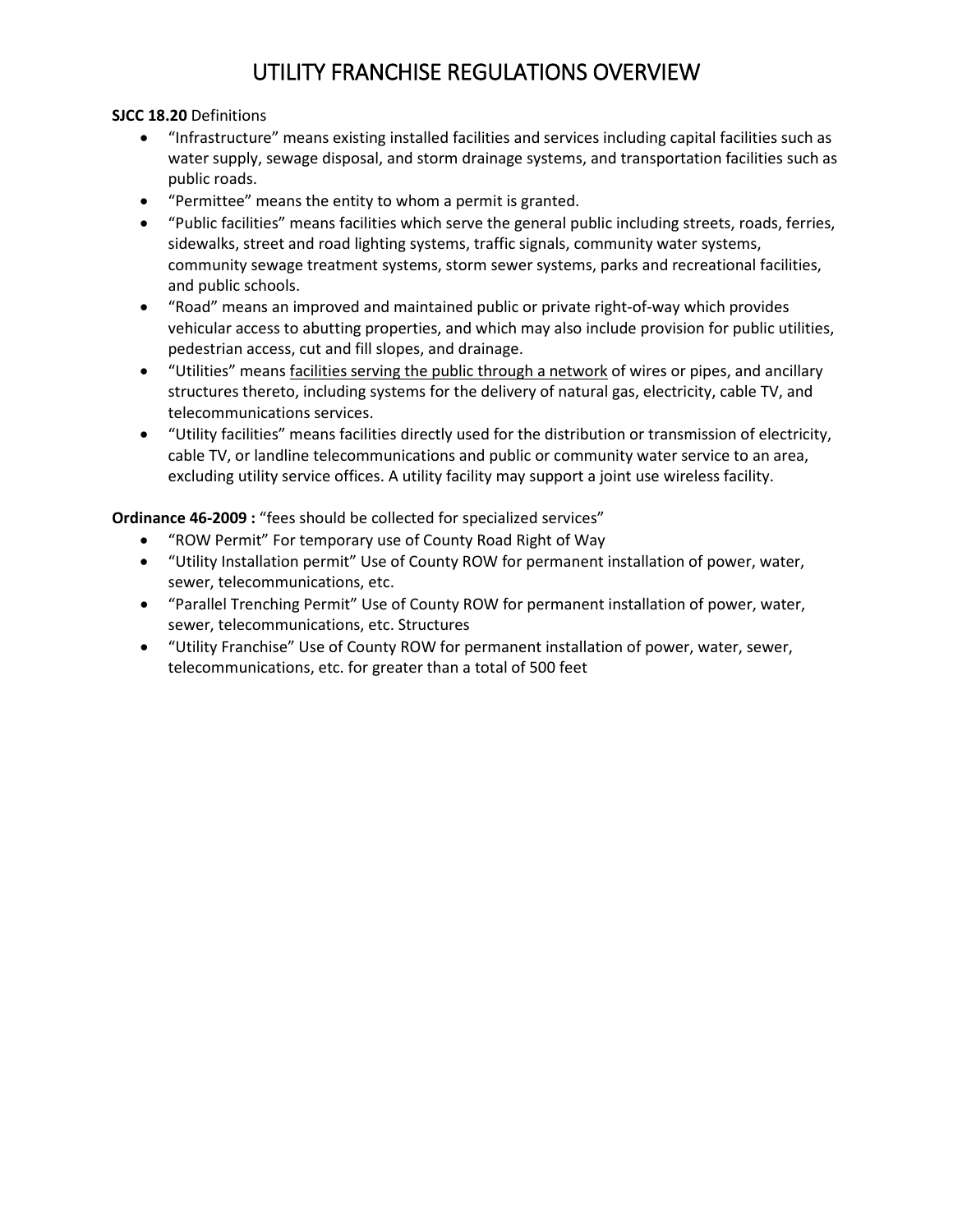# UTILITY FRANCHISE REGULATIONS OVERVIEW

**SJCC 18.20** Definitions

- "Infrastructure" means existing installed facilities and services including capital facilities such as water supply, sewage disposal, and storm drainage systems, and transportation facilities such as public roads.
- "Permittee" means the entity to whom a permit is granted.
- "Public facilities" means facilities which serve the general public including streets, roads, ferries, sidewalks, street and road lighting systems, traffic signals, community water systems, community sewage treatment systems, storm sewer systems, parks and recreational facilities, and public schools.
- "Road" means an improved and maintained public or private right-of-way which provides vehicular access to abutting properties, and which may also include provision for public utilities, pedestrian access, cut and fill slopes, and drainage.
- "Utilities" means <u>facilities serving the public through a network</u> of wires or pipes, and ancillary structures thereto, including systems for the delivery of natural gas, electricity, cable TV, and telecommunications services.
- "Utility facilities" means facilities directly used for the distribution or transmission of electricity, cable TV, or landline telecommunications and public or community water service to an area, excluding utility service offices. A utility facility may support a joint use wireless facility.

**Ordinance 46-2009 :** "fees should be collected for specialized services"

- "ROW Permit" For temporary use of County Road Right of Way
- "Utility Installation permit" Use of County ROW for permanent installation of power, water, sewer, telecommunications, etc.
- "Parallel Trenching Permit" Use of County ROW for permanent installation of power, water, sewer, telecommunications, etc. Structures
- "Utility Franchise" Use of County ROW for permanent installation of power, water, sewer, telecommunications, etc. for greater than a total of 500 feet